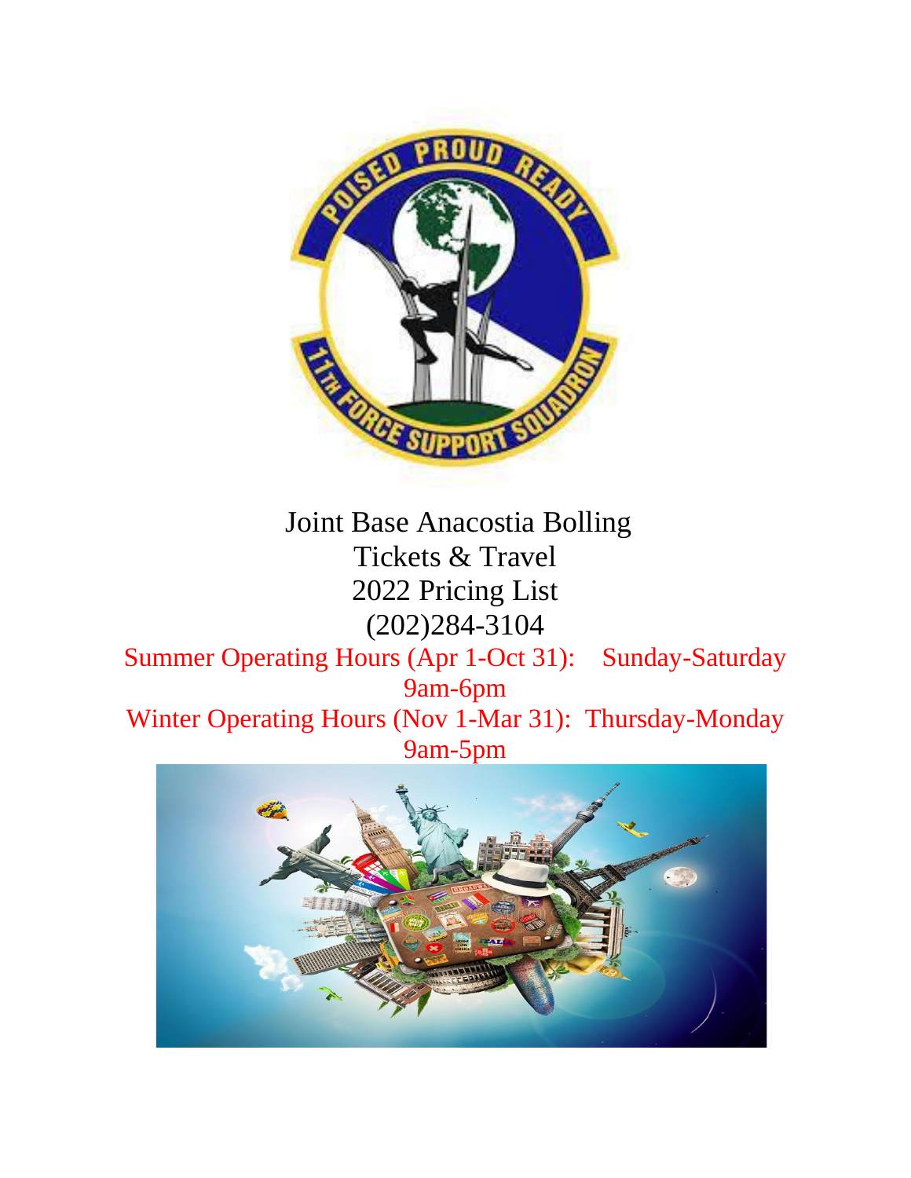Joint Base Anacostia Bolling
Tickets & Travel
2022 Pricing List
(202)284-3104

Summer Operating Hours (Apr 1-Oct 31): Sunday-Saturday 9am-6pm

Winter Operating Hours (Nov 1-Mar 31): Thursday-Monday 9am-5pm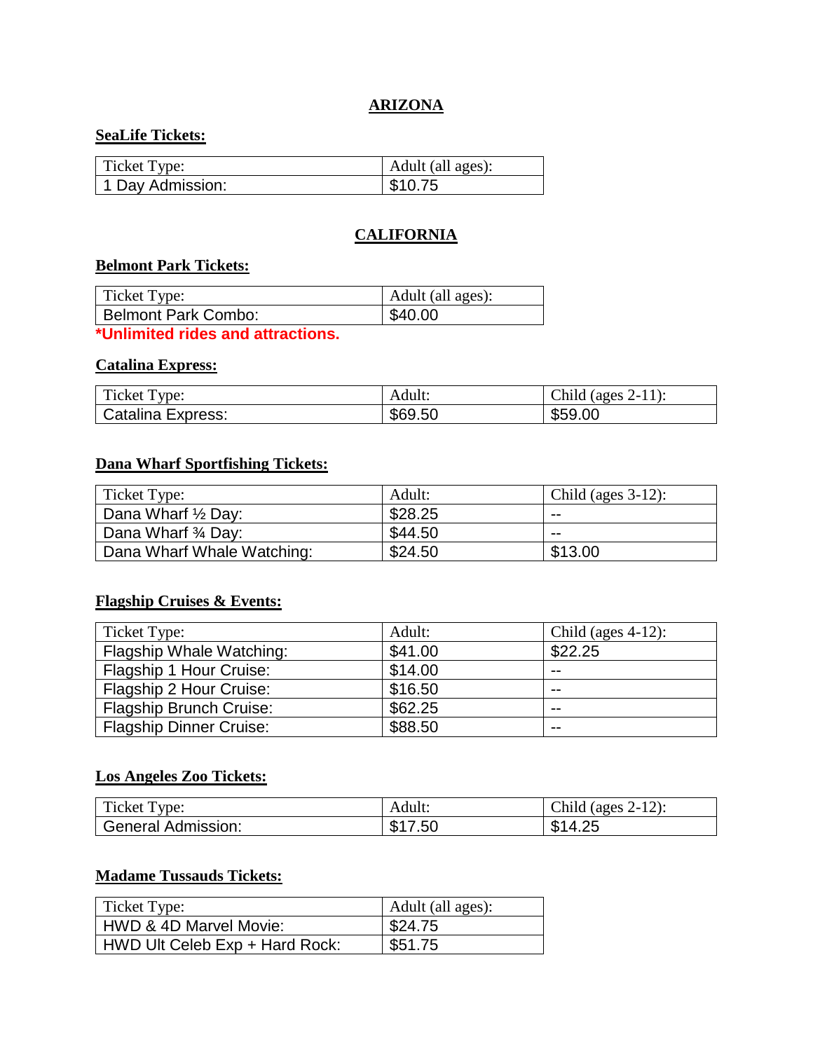# ARIZONA

## SeaLife Tickets:

| Ticket Type: | Adult (all ages): |
| --- | --- |
| 1 Day Admission: | $10.75 |

# CALIFORNIA

## Belmont Park Tickets:

| Ticket Type: | Adult (all ages): |
| --- | --- |
| Belmont Park Combo: | $40.00 |

***Unlimited rides and attractions.**

## Catalina Express:

| Ticket Type: | Adult: | Child (ages 2-11): |
| --- | --- | --- |
| Catalina Express: | $69.50 | $59.00 |

## Dana Wharf Sportfishing Tickets:

| Ticket Type: | Adult: | Child (ages 3-12): |
| --- | --- | --- |
| Dana Wharf ½ Day: | $28.25 | -- |
| Dana Wharf ¾ Day: | $44.50 | -- |
| Dana Wharf Whale Watching: | $24.50 | $13.00 |

## Flagship Cruises & Events:

| Ticket Type: | Adult: | Child (ages 4-12): |
| --- | --- | --- |
| Flagship Whale Watching: | $41.00 | $22.25 |
| Flagship 1 Hour Cruise: | $14.00 | -- |
| Flagship 2 Hour Cruise: | $16.50 | -- |
| Flagship Brunch Cruise: | $62.25 | -- |
| Flagship Dinner Cruise: | $88.50 | -- |

## Los Angeles Zoo Tickets:

| Ticket Type: | Adult: | Child (ages 2-12): |
| --- | --- | --- |
| General Admission: | $17.50 | $14.25 |

## Madame Tussauds Tickets:

| Ticket Type: | Adult (all ages): |
| --- | --- |
| HWD & 4D Marvel Movie: | $24.75 |
| HWD Ult Celeb Exp + Hard Rock: | $51.75 |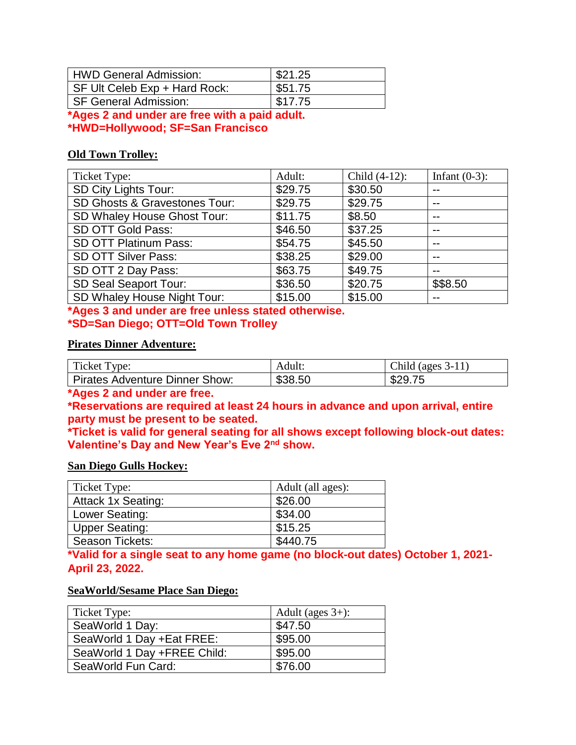| HWD General Admission: | $21.25 |
|---|---|
| SF Ult Celeb Exp + Hard Rock: | $51.75 |
| SF General Admission: | $17.75 |

**\*Ages 2 and under are free with a paid adult.**
**\*HWD=Hollywood; SF=San Francisco**

**Old Town Trolley:**

| Ticket Type: | Adult: | Child (4-12): | Infant (0-3): |
|---|---|---|---|
| SD City Lights Tour: | $29.75 | $30.50 | -- |
| SD Ghosts & Gravestones Tour: | $29.75 | $29.75 | -- |
| SD Whaley House Ghost Tour: | $11.75 | $8.50 | -- |
| SD OTT Gold Pass: | $46.50 | $37.25 | -- |
| SD OTT Platinum Pass: | $54.75 | $45.50 | -- |
| SD OTT Silver Pass: | $38.25 | $29.00 | -- |
| SD OTT 2 Day Pass: | $63.75 | $49.75 | -- |
| SD Seal Seaport Tour: | $36.50 | $20.75 | $$8.50 |
| SD Whaley House Night Tour: | $15.00 | $15.00 | -- |

**\*Ages 3 and under are free unless stated otherwise.**
**\*SD=San Diego; OTT=Old Town Trolley**

**Pirates Dinner Adventure:**

| Ticket Type: | Adult: | Child (ages 3-11) |
|---|---|---|
| Pirates Adventure Dinner Show: | $38.50 | $29.75 |

**\*Ages 2 and under are free.**
**\*Reservations are required at least 24 hours in advance and upon arrival, entire party must be present to be seated.**
**\*Ticket is valid for general seating for all shows except following block-out dates: Valentine's Day and New Year's Eve 2nd show.**

**San Diego Gulls Hockey:**

| Ticket Type: | Adult (all ages): |
|---|---|
| Attack 1x Seating: | $26.00 |
| Lower Seating: | $34.00 |
| Upper Seating: | $15.25 |
| Season Tickets: | $440.75 |

**\*Valid for a single seat to any home game (no block-out dates) October 1, 2021-April 23, 2022.**

**SeaWorld/Sesame Place San Diego:**

| Ticket Type: | Adult (ages 3+): |
|---|---|
| SeaWorld 1 Day: | $47.50 |
| SeaWorld 1 Day +Eat FREE: | $95.00 |
| SeaWorld 1 Day +FREE Child: | $95.00 |
| SeaWorld Fun Card: | $76.00 |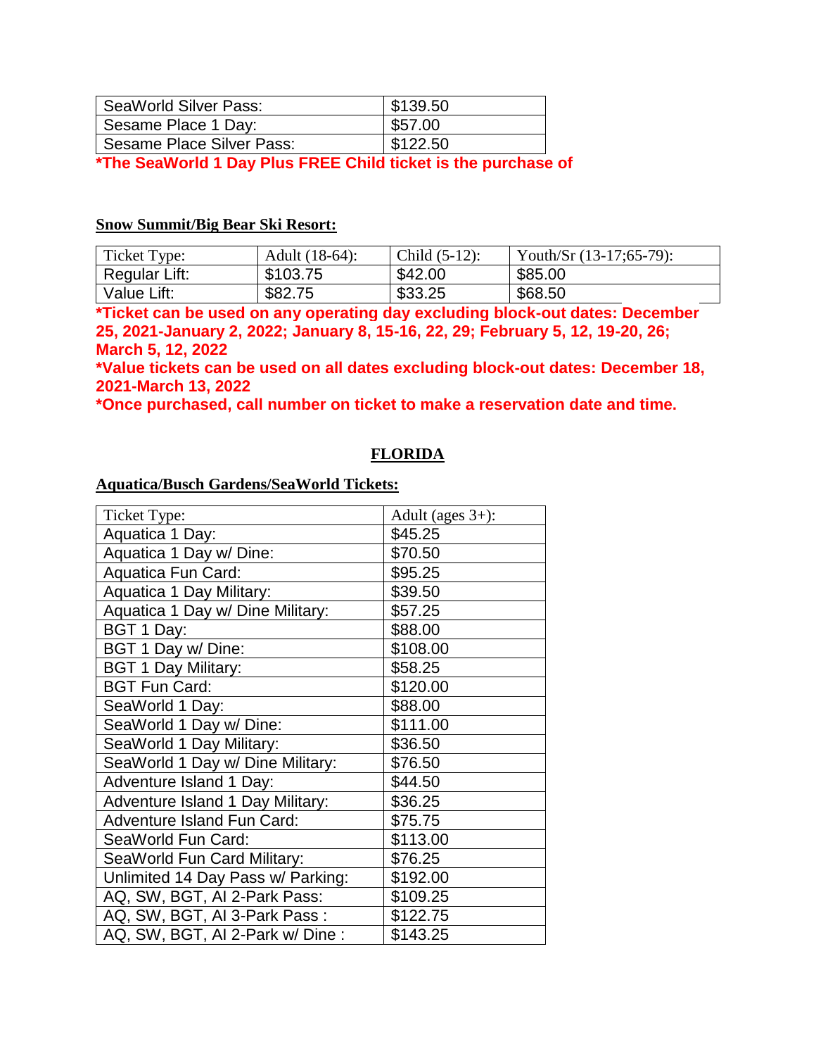| SeaWorld Silver Pass: | $139.50 |
|---|---|
| Sesame Place 1 Day: | $57.00 |
| Sesame Place Silver Pass: | $122.50 |

**\*The SeaWorld 1 Day Plus FREE Child ticket is the purchase of**

**Snow Summit/Big Bear Ski Resort:**

| Ticket Type: | Adult (18-64): | Child (5-12): | Youth/Sr (13-17;65-79): |
|---|---|---|---|
| Regular Lift: | $103.75 | $42.00 | $85.00 |
| Value Lift: | $82.75 | $33.25 | $68.50 |

**\*Ticket can be used on any operating day excluding block-out dates: December 25, 2021-January 2, 2022; January 8, 15-16, 22, 29; February 5, 12, 19-20, 26; March 5, 12, 2022**

**\*Value tickets can be used on all dates excluding block-out dates: December 18, 2021-March 13, 2022**

**\*Once purchased, call number on ticket to make a reservation date and time.**

## FLORIDA

**Aquatica/Busch Gardens/SeaWorld Tickets:**

| Ticket Type: | Adult (ages 3+): |
|---|---|
| Aquatica 1 Day: | $45.25 |
| Aquatica 1 Day w/ Dine: | $70.50 |
| Aquatica Fun Card: | $95.25 |
| Aquatica 1 Day Military: | $39.50 |
| Aquatica 1 Day w/ Dine Military: | $57.25 |
| BGT 1 Day: | $88.00 |
| BGT 1 Day w/ Dine: | $108.00 |
| BGT 1 Day Military: | $58.25 |
| BGT Fun Card: | $120.00 |
| SeaWorld 1 Day: | $88.00 |
| SeaWorld 1 Day w/ Dine: | $111.00 |
| SeaWorld 1 Day Military: | $36.50 |
| SeaWorld 1 Day w/ Dine Military: | $76.50 |
| Adventure Island 1 Day: | $44.50 |
| Adventure Island 1 Day Military: | $36.25 |
| Adventure Island Fun Card: | $75.75 |
| SeaWorld Fun Card: | $113.00 |
| SeaWorld Fun Card Military: | $76.25 |
| Unlimited 14 Day Pass w/ Parking: | $192.00 |
| AQ, SW, BGT, AI 2-Park Pass: | $109.25 |
| AQ, SW, BGT, AI 3-Park Pass : | $122.75 |
| AQ, SW, BGT, AI 2-Park w/ Dine : | $143.25 |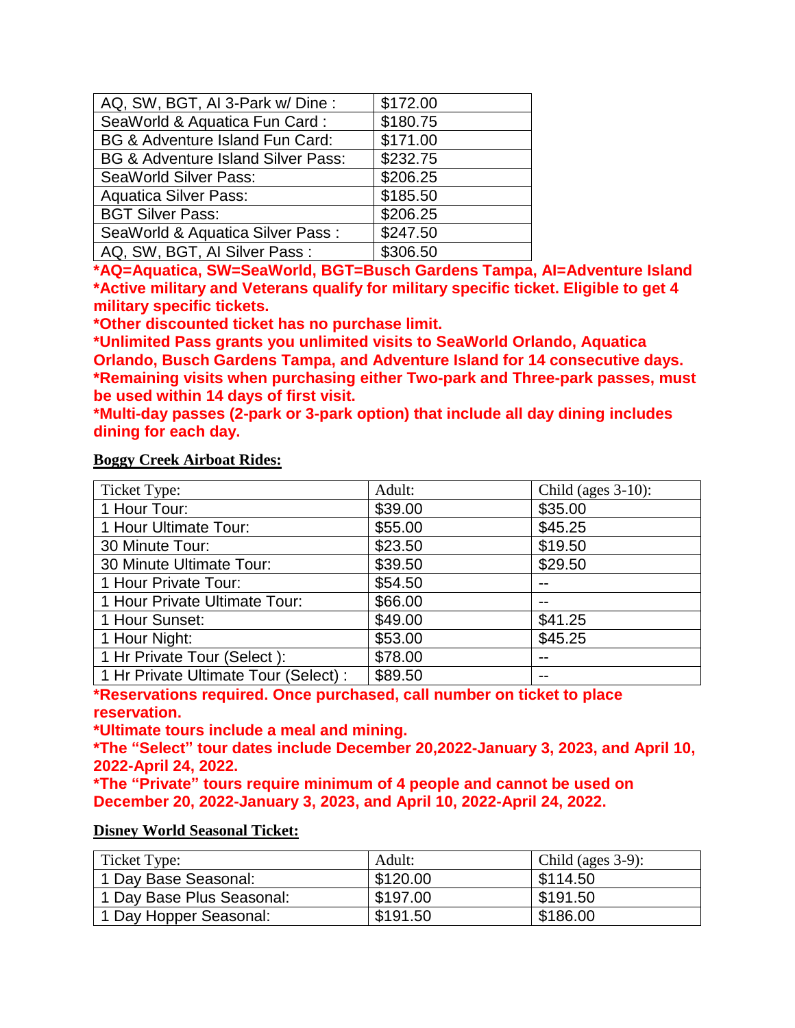| AQ, SW, BGT, AI 3-Park w/ Dine : | $172.00 |
|---|---|
| SeaWorld & Aquatica Fun Card : | $180.75 |
| BG & Adventure Island Fun Card: | $171.00 |
| BG & Adventure Island Silver Pass: | $232.75 |
| SeaWorld Silver Pass: | $206.25 |
| Aquatica Silver Pass: | $185.50 |
| BGT Silver Pass: | $206.25 |
| SeaWorld & Aquatica Silver Pass : | $247.50 |
| AQ, SW, BGT, AI Silver Pass : | $306.50 |

**\*AQ=Aquatica, SW=SeaWorld, BGT=Busch Gardens Tampa, AI=Adventure Island**
**\*Active military and Veterans qualify for military specific ticket. Eligible to get 4 military specific tickets.**
**\*Other discounted ticket has no purchase limit.**
**\*Unlimited Pass grants you unlimited visits to SeaWorld Orlando, Aquatica Orlando, Busch Gardens Tampa, and Adventure Island for 14 consecutive days.**
**\*Remaining visits when purchasing either Two-park and Three-park passes, must be used within 14 days of first visit.**
**\*Multi-day passes (2-park or 3-park option) that include all day dining includes dining for each day.**

**Boggy Creek Airboat Rides:**

| Ticket Type: | Adult: | Child (ages 3-10): |
|---|---|---|
| 1 Hour Tour: | $39.00 | $35.00 |
| 1 Hour Ultimate Tour: | $55.00 | $45.25 |
| 30 Minute Tour: | $23.50 | $19.50 |
| 30 Minute Ultimate Tour: | $39.50 | $29.50 |
| 1 Hour Private Tour: | $54.50 | -- |
| 1 Hour Private Ultimate Tour: | $66.00 | -- |
| 1 Hour Sunset: | $49.00 | $41.25 |
| 1 Hour Night: | $53.00 | $45.25 |
| 1 Hr Private Tour (Select ): | $78.00 | -- |
| 1 Hr Private Ultimate Tour (Select) : | $89.50 | -- |

**\*Reservations required. Once purchased, call number on ticket to place reservation.**
**\*Ultimate tours include a meal and mining.**
**\*The "Select" tour dates include December 20,2022-January 3, 2023, and April 10, 2022-April 24, 2022.**
**\*The "Private" tours require minimum of 4 people and cannot be used on December 20, 2022-January 3, 2023, and April 10, 2022-April 24, 2022.**

**Disney World Seasonal Ticket:**

| Ticket Type: | Adult: | Child (ages 3-9): |
|---|---|---|
| 1 Day Base Seasonal: | $120.00 | $114.50 |
| 1 Day Base Plus Seasonal: | $197.00 | $191.50 |
| 1 Day Hopper Seasonal: | $191.50 | $186.00 |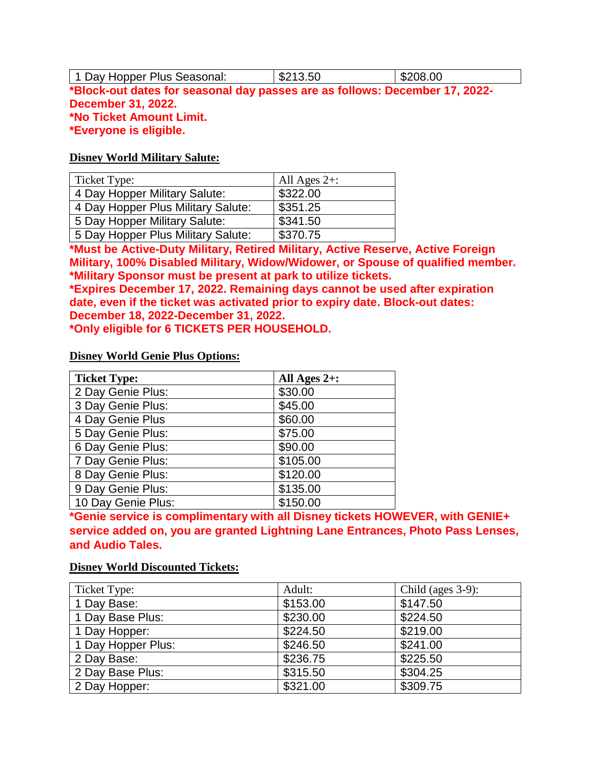| 1 Day Hopper Plus Seasonal: | $213.50 | $208.00 |
|---|---|---|

**\*Block-out dates for seasonal day passes are as follows: December 17, 2022-December 31, 2022.**
**\*No Ticket Amount Limit.**
**\*Everyone is eligible.**

**Disney World Military Salute:**

| Ticket Type: | All Ages 2+: |
|---|---|
| 4 Day Hopper Military Salute: | $322.00 |
| 4 Day Hopper Plus Military Salute: | $351.25 |
| 5 Day Hopper Military Salute: | $341.50 |
| 5 Day Hopper Plus Military Salute: | $370.75 |

**\*Must be Active-Duty Military, Retired Military, Active Reserve, Active Foreign Military, 100% Disabled Military, Widow/Widower, or Spouse of qualified member.**
**\*Military Sponsor must be present at park to utilize tickets.**
**\*Expires December 17, 2022. Remaining days cannot be used after expiration date, even if the ticket was activated prior to expiry date. Block-out dates: December 18, 2022-December 31, 2022.**
**\*Only eligible for 6 TICKETS PER HOUSEHOLD.**

**Disney World Genie Plus Options:**

| **Ticket Type:** | **All Ages 2+:** |
|---|---|
| 2 Day Genie Plus: | $30.00 |
| 3 Day Genie Plus: | $45.00 |
| 4 Day Genie Plus | $60.00 |
| 5 Day Genie Plus: | $75.00 |
| 6 Day Genie Plus: | $90.00 |
| 7 Day Genie Plus: | $105.00 |
| 8 Day Genie Plus: | $120.00 |
| 9 Day Genie Plus: | $135.00 |
| 10 Day Genie Plus: | $150.00 |

**\*Genie service is complimentary with all Disney tickets HOWEVER, with GENIE+ service added on, you are granted Lightning Lane Entrances, Photo Pass Lenses, and Audio Tales.**

**Disney World Discounted Tickets:**

| Ticket Type: | Adult: | Child (ages 3-9): |
|---|---|---|
| 1 Day Base: | $153.00 | $147.50 |
| 1 Day Base Plus: | $230.00 | $224.50 |
| 1 Day Hopper: | $224.50 | $219.00 |
| 1 Day Hopper Plus: | $246.50 | $241.00 |
| 2 Day Base: | $236.75 | $225.50 |
| 2 Day Base Plus: | $315.50 | $304.25 |
| 2 Day Hopper: | $321.00 | $309.75 |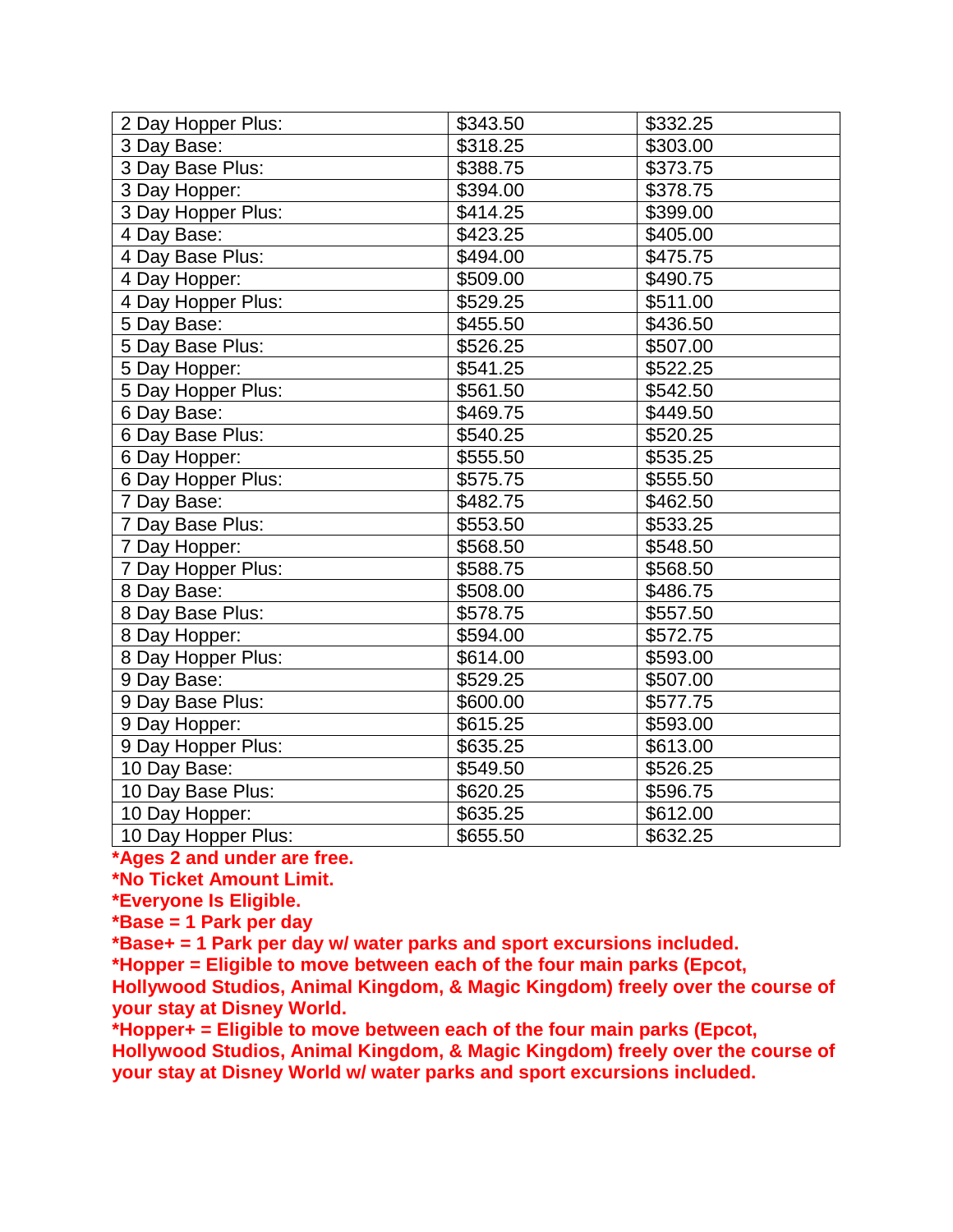| 2 Day Hopper Plus: | $343.50 | $332.25 |
|---|---|---|
| 3 Day Base: | $318.25 | $303.00 |
| 3 Day Base Plus: | $388.75 | $373.75 |
| 3 Day Hopper: | $394.00 | $378.75 |
| 3 Day Hopper Plus: | $414.25 | $399.00 |
| 4 Day Base: | $423.25 | $405.00 |
| 4 Day Base Plus: | $494.00 | $475.75 |
| 4 Day Hopper: | $509.00 | $490.75 |
| 4 Day Hopper Plus: | $529.25 | $511.00 |
| 5 Day Base: | $455.50 | $436.50 |
| 5 Day Base Plus: | $526.25 | $507.00 |
| 5 Day Hopper: | $541.25 | $522.25 |
| 5 Day Hopper Plus: | $561.50 | $542.50 |
| 6 Day Base: | $469.75 | $449.50 |
| 6 Day Base Plus: | $540.25 | $520.25 |
| 6 Day Hopper: | $555.50 | $535.25 |
| 6 Day Hopper Plus: | $575.75 | $555.50 |
| 7 Day Base: | $482.75 | $462.50 |
| 7 Day Base Plus: | $553.50 | $533.25 |
| 7 Day Hopper: | $568.50 | $548.50 |
| 7 Day Hopper Plus: | $588.75 | $568.50 |
| 8 Day Base: | $508.00 | $486.75 |
| 8 Day Base Plus: | $578.75 | $557.50 |
| 8 Day Hopper: | $594.00 | $572.75 |
| 8 Day Hopper Plus: | $614.00 | $593.00 |
| 9 Day Base: | $529.25 | $507.00 |
| 9 Day Base Plus: | $600.00 | $577.75 |
| 9 Day Hopper: | $615.25 | $593.00 |
| 9 Day Hopper Plus: | $635.25 | $613.00 |
| 10 Day Base: | $549.50 | $526.25 |
| 10 Day Base Plus: | $620.25 | $596.75 |
| 10 Day Hopper: | $635.25 | $612.00 |
| 10 Day Hopper Plus: | $655.50 | $632.25 |

**\*Ages 2 and under are free.**
**\*No Ticket Amount Limit.**
**\*Everyone Is Eligible.**
**\*Base = 1 Park per day**
**\*Base+ = 1 Park per day w/ water parks and sport excursions included.**
**\*Hopper = Eligible to move between each of the four main parks (Epcot, Hollywood Studios, Animal Kingdom, & Magic Kingdom) freely over the course of your stay at Disney World.**
**\*Hopper+ = Eligible to move between each of the four main parks (Epcot, Hollywood Studios, Animal Kingdom, & Magic Kingdom) freely over the course of your stay at Disney World w/ water parks and sport excursions included.**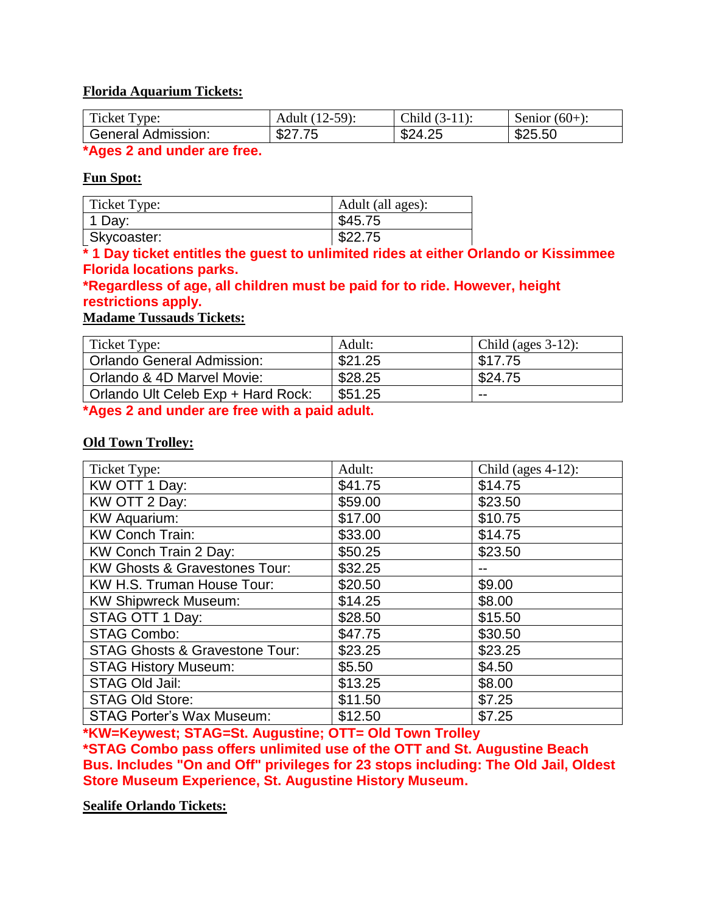**Florida Aquarium Tickets:**

| Ticket Type: | Adult (12-59): | Child (3-11): | Senior (60+): |
|---|---|---|---|
| General Admission: | $27.75 | $24.25 | $25.50 |

**\*Ages 2 and under are free.**

**Fun Spot:**

| Ticket Type: | Adult (all ages): |
|---|---|
| 1 Day: | $45.75 |
| Skycoaster: | $22.75 |

**\* 1 Day ticket entitles the guest to unlimited rides at either Orlando or Kissimmee Florida locations parks.**

**\*Regardless of age, all children must be paid for to ride. However, height restrictions apply.**

**Madame Tussauds Tickets:**

| Ticket Type: | Adult: | Child (ages 3-12): |
|---|---|---|
| Orlando General Admission: | $21.25 | $17.75 |
| Orlando & 4D Marvel Movie: | $28.25 | $24.75 |
| Orlando Ult Celeb Exp + Hard Rock: | $51.25 | -- |

**\*Ages 2 and under are free with a paid adult.**

**Old Town Trolley:**

| Ticket Type: | Adult: | Child (ages 4-12): |
|---|---|---|
| KW OTT 1 Day: | $41.75 | $14.75 |
| KW OTT 2 Day: | $59.00 | $23.50 |
| KW Aquarium: | $17.00 | $10.75 |
| KW Conch Train: | $33.00 | $14.75 |
| KW Conch Train 2 Day: | $50.25 | $23.50 |
| KW Ghosts & Gravestones Tour: | $32.25 | -- |
| KW H.S. Truman House Tour: | $20.50 | $9.00 |
| KW Shipwreck Museum: | $14.25 | $8.00 |
| STAG OTT 1 Day: | $28.50 | $15.50 |
| STAG Combo: | $47.75 | $30.50 |
| STAG Ghosts & Gravestone Tour: | $23.25 | $23.25 |
| STAG History Museum: | $5.50 | $4.50 |
| STAG Old Jail: | $13.25 | $8.00 |
| STAG Old Store: | $11.50 | $7.25 |
| STAG Porter's Wax Museum: | $12.50 | $7.25 |

**\*KW=Keywest; STAG=St. Augustine; OTT= Old Town Trolley**

**\*STAG Combo pass offers unlimited use of the OTT and St. Augustine Beach Bus. Includes "On and Off" privileges for 23 stops including: The Old Jail, Oldest Store Museum Experience, St. Augustine History Museum.**

**Sealife Orlando Tickets:**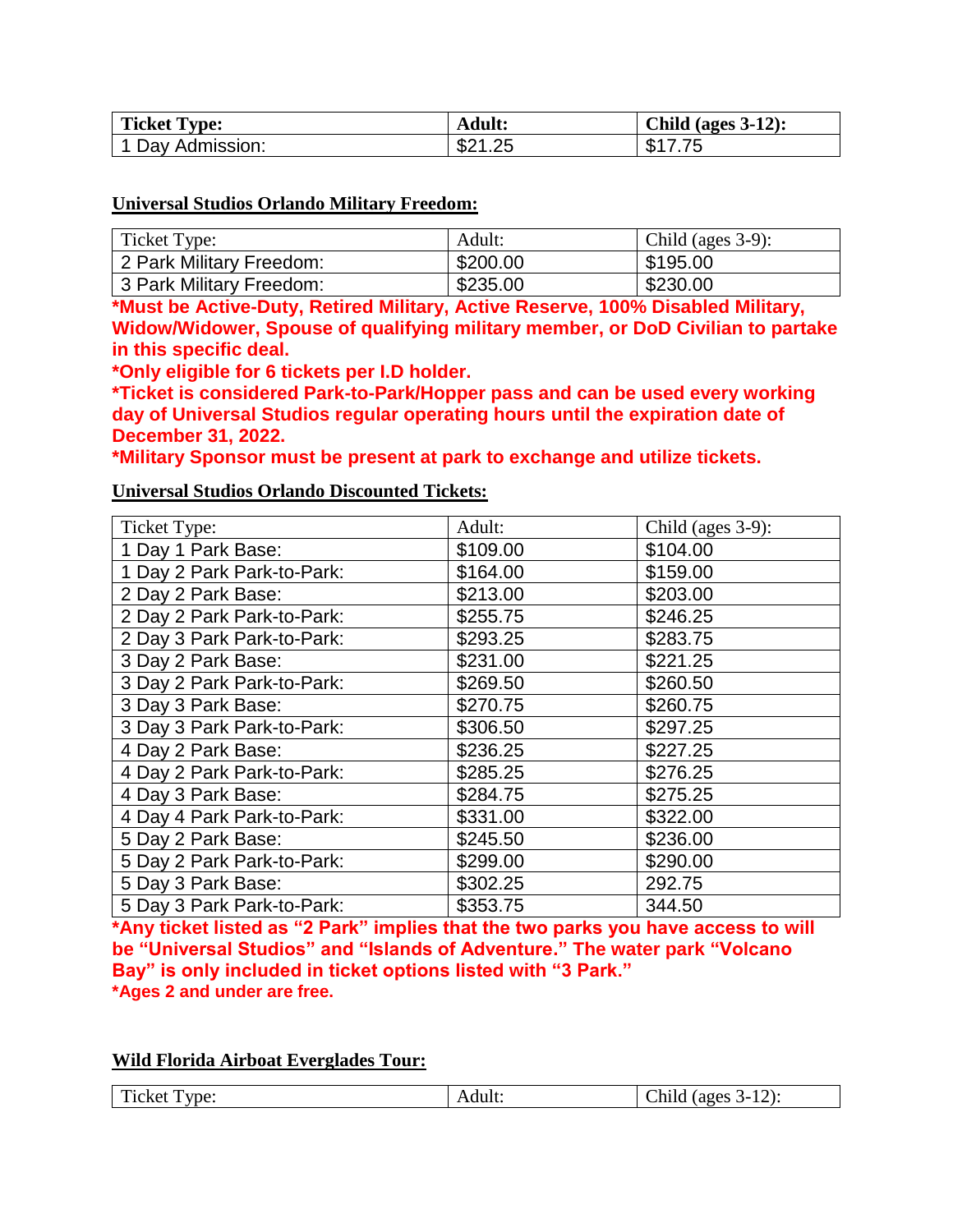| Ticket Type: | Adult: | Child (ages 3-12): |
|---|---|---|
| 1 Day Admission: | $21.25 | $17.75 |

**Universal Studios Orlando Military Freedom:**

| Ticket Type: | Adult: | Child (ages 3-9): |
|---|---|---|
| 2 Park Military Freedom: | $200.00 | $195.00 |
| 3 Park Military Freedom: | $235.00 | $230.00 |

***Must be Active-Duty, Retired Military, Active Reserve, 100% Disabled Military, Widow/Widower, Spouse of qualifying military member, or DoD Civilian to partake in this specific deal.**

***Only eligible for 6 tickets per I.D holder.**

***Ticket is considered Park-to-Park/Hopper pass and can be used every working day of Universal Studios regular operating hours until the expiration date of December 31, 2022.**

***Military Sponsor must be present at park to exchange and utilize tickets.**

**Universal Studios Orlando Discounted Tickets:**

| Ticket Type: | Adult: | Child (ages 3-9): |
|---|---|---|
| 1 Day 1 Park Base: | $109.00 | $104.00 |
| 1 Day 2 Park Park-to-Park: | $164.00 | $159.00 |
| 2 Day 2 Park Base: | $213.00 | $203.00 |
| 2 Day 2 Park Park-to-Park: | $255.75 | $246.25 |
| 2 Day 3 Park Park-to-Park: | $293.25 | $283.75 |
| 3 Day 2 Park Base: | $231.00 | $221.25 |
| 3 Day 2 Park Park-to-Park: | $269.50 | $260.50 |
| 3 Day 3 Park Base: | $270.75 | $260.75 |
| 3 Day 3 Park Park-to-Park: | $306.50 | $297.25 |
| 4 Day 2 Park Base: | $236.25 | $227.25 |
| 4 Day 2 Park Park-to-Park: | $285.25 | $276.25 |
| 4 Day 3 Park Base: | $284.75 | $275.25 |
| 4 Day 4 Park Park-to-Park: | $331.00 | $322.00 |
| 5 Day 2 Park Base: | $245.50 | $236.00 |
| 5 Day 2 Park Park-to-Park: | $299.00 | $290.00 |
| 5 Day 3 Park Base: | $302.25 | 292.75 |
| 5 Day 3 Park Park-to-Park: | $353.75 | 344.50 |

***Any ticket listed as "2 Park" implies that the two parks you have access to will be "Universal Studios" and "Islands of Adventure." The water park "Volcano Bay" is only included in ticket options listed with "3 Park."**

***Ages 2 and under are free.**

**Wild Florida Airboat Everglades Tour:**

| Ticket Type: | Adult: | Child (ages 3-12): |
|---|---|---|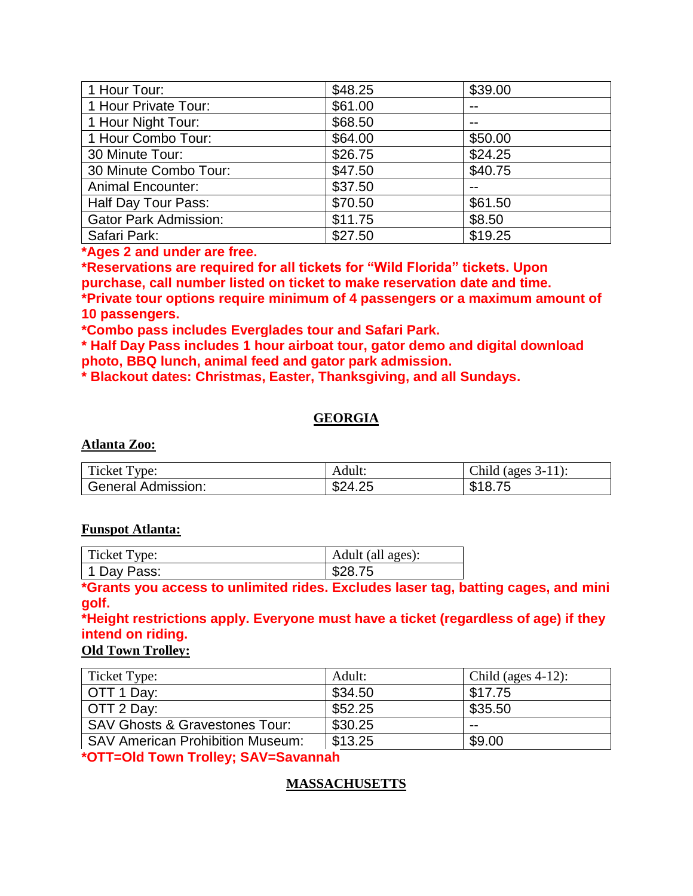| | | |
|---|---|---|
| 1 Hour Tour: | $48.25 | $39.00 |
| 1 Hour Private Tour: | $61.00 | -- |
| 1 Hour Night Tour: | $68.50 | -- |
| 1 Hour Combo Tour: | $64.00 | $50.00 |
| 30 Minute Tour: | $26.75 | $24.25 |
| 30 Minute Combo Tour: | $47.50 | $40.75 |
| Animal Encounter: | $37.50 | -- |
| Half Day Tour Pass: | $70.50 | $61.50 |
| Gator Park Admission: | $11.75 | $8.50 |
| Safari Park: | $27.50 | $19.25 |

**\*Ages 2 and under are free.**
**\*Reservations are required for all tickets for "Wild Florida" tickets. Upon purchase, call number listed on ticket to make reservation date and time.**
**\*Private tour options require minimum of 4 passengers or a maximum amount of 10 passengers.**
**\*Combo pass includes Everglades tour and Safari Park.**
**\* Half Day Pass includes 1 hour airboat tour, gator demo and digital download photo, BBQ lunch, animal feed and gator park admission.**
**\* Blackout dates: Christmas, Easter, Thanksgiving, and all Sundays.**

## GEORGIA

### Atlanta Zoo:

| Ticket Type: | Adult: | Child (ages 3-11): |
|---|---|---|
| General Admission: | $24.25 | $18.75 |

### Funspot Atlanta:

| Ticket Type: | Adult (all ages): |
|---|---|
| 1 Day Pass: | $28.75 |

**\*Grants you access to unlimited rides. Excludes laser tag, batting cages, and mini golf.**
**\*Height restrictions apply. Everyone must have a ticket (regardless of age) if they intend on riding.**

### Old Town Trolley:

| Ticket Type: | Adult: | Child (ages 4-12): |
|---|---|---|
| OTT 1 Day: | $34.50 | $17.75 |
| OTT 2 Day: | $52.25 | $35.50 |
| SAV Ghosts & Gravestones Tour: | $30.25 | -- |
| SAV American Prohibition Museum: | $13.25 | $9.00 |

**\*OTT=Old Town Trolley; SAV=Savannah**

## MASSACHUSETTS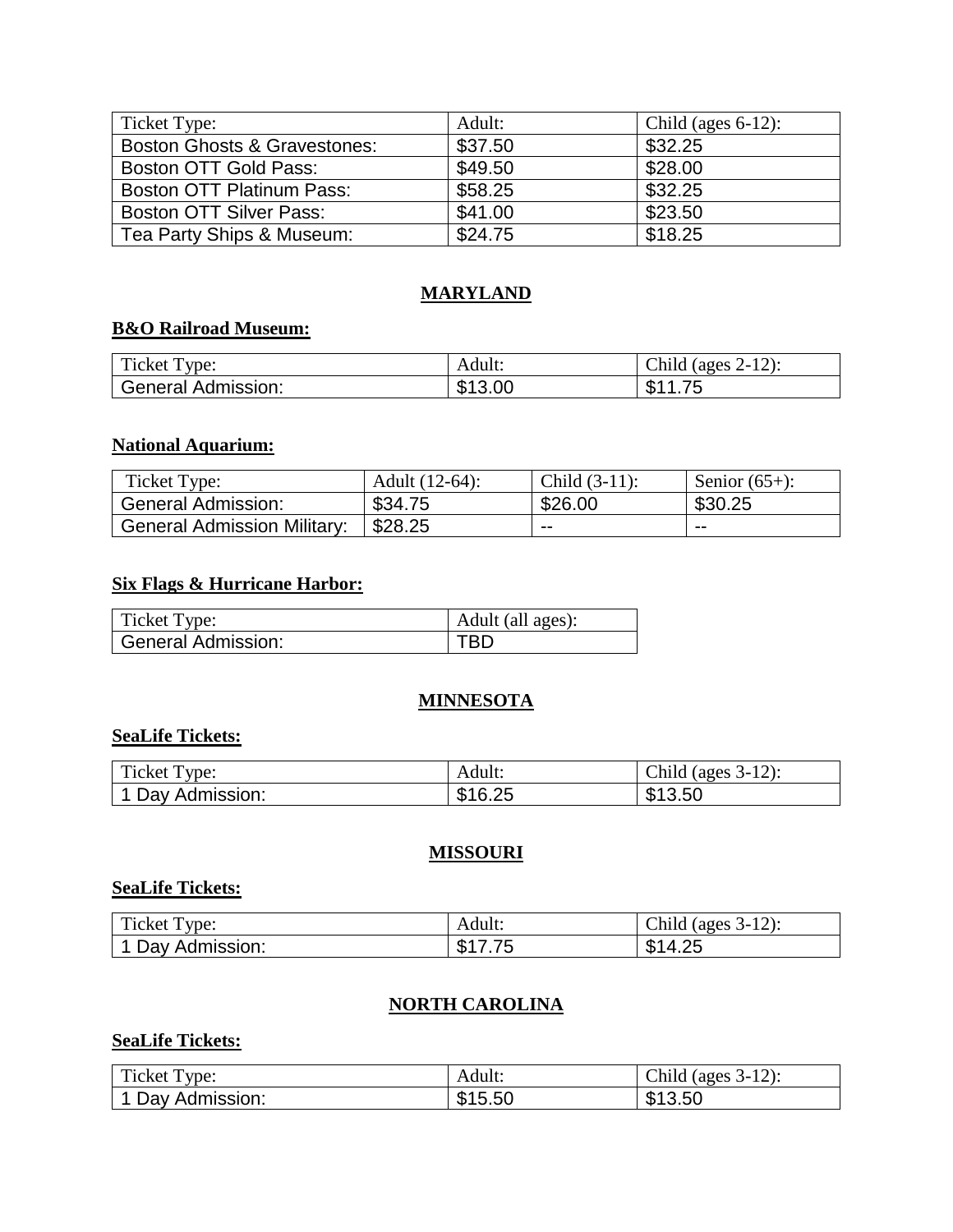| Ticket Type: | Adult: | Child (ages 6-12): |
| --- | --- | --- |
| Boston Ghosts & Gravestones: | $37.50 | $32.25 |
| Boston OTT Gold Pass: | $49.50 | $28.00 |
| Boston OTT Platinum Pass: | $58.25 | $32.25 |
| Boston OTT Silver Pass: | $41.00 | $23.50 |
| Tea Party Ships & Museum: | $24.75 | $18.25 |

## MARYLAND

### B&O Railroad Museum:

| Ticket Type: | Adult: | Child (ages 2-12): |
| --- | --- | --- |
| General Admission: | $13.00 | $11.75 |

### National Aquarium:

| Ticket Type: | Adult (12-64): | Child (3-11): | Senior (65+): |
| --- | --- | --- | --- |
| General Admission: | $34.75 | $26.00 | $30.25 |
| General Admission Military: | $28.25 | -- | -- |

### Six Flags & Hurricane Harbor:

| Ticket Type: | Adult (all ages): |
| --- | --- |
| General Admission: | TBD |

## MINNESOTA

### SeaLife Tickets:

| Ticket Type: | Adult: | Child (ages 3-12): |
| --- | --- | --- |
| 1 Day Admission: | $16.25 | $13.50 |

## MISSOURI

### SeaLife Tickets:

| Ticket Type: | Adult: | Child (ages 3-12): |
| --- | --- | --- |
| 1 Day Admission: | $17.75 | $14.25 |

## NORTH CAROLINA

### SeaLife Tickets:

| Ticket Type: | Adult: | Child (ages 3-12): |
| --- | --- | --- |
| 1 Day Admission: | $15.50 | $13.50 |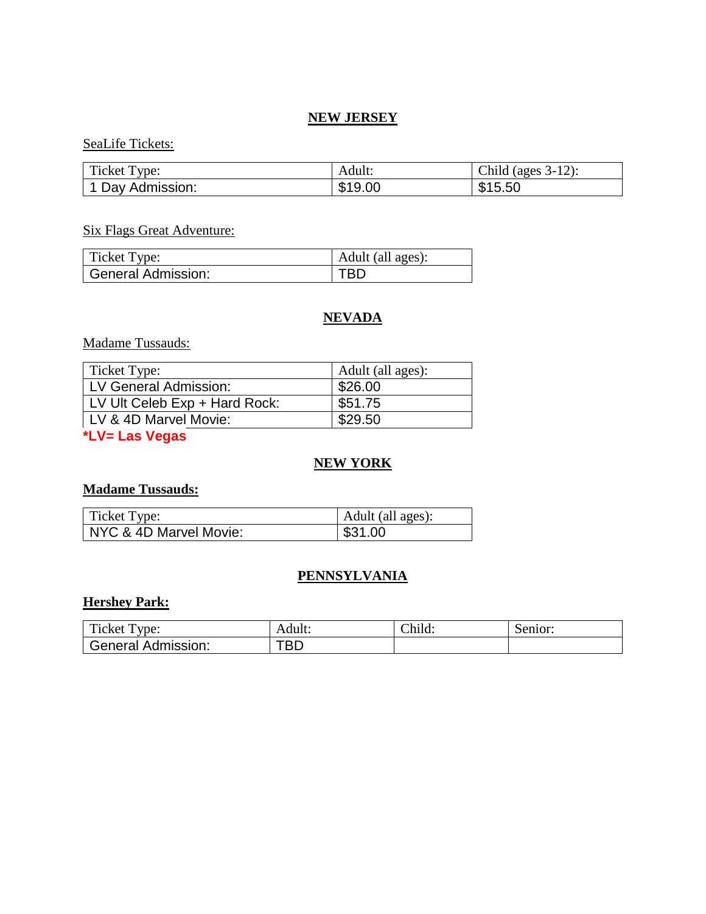## NEW JERSEY

SeaLife Tickets:

| Ticket Type: | Adult: | Child (ages 3-12): |
|---|---|---|
| 1 Day Admission: | $19.00 | $15.50 |

Six Flags Great Adventure:

| Ticket Type: | Adult (all ages): |
|---|---|
| General Admission: | TBD |

## NEVADA

Madame Tussauds:

| Ticket Type: | Adult (all ages): |
|---|---|
| LV General Admission: | $26.00 |
| LV Ult Celeb Exp + Hard Rock: | $51.75 |
| LV & 4D Marvel Movie: | $29.50 |

***LV= Las Vegas**

## NEW YORK

**Madame Tussauds:**

| Ticket Type: | Adult (all ages): |
|---|---|
| NYC & 4D Marvel Movie: | $31.00 |

## PENNSYLVANIA

**Hershey Park:**

| Ticket Type: | Adult: | Child: | Senior: |
|---|---|---|---|
| General Admission: | TBD | | |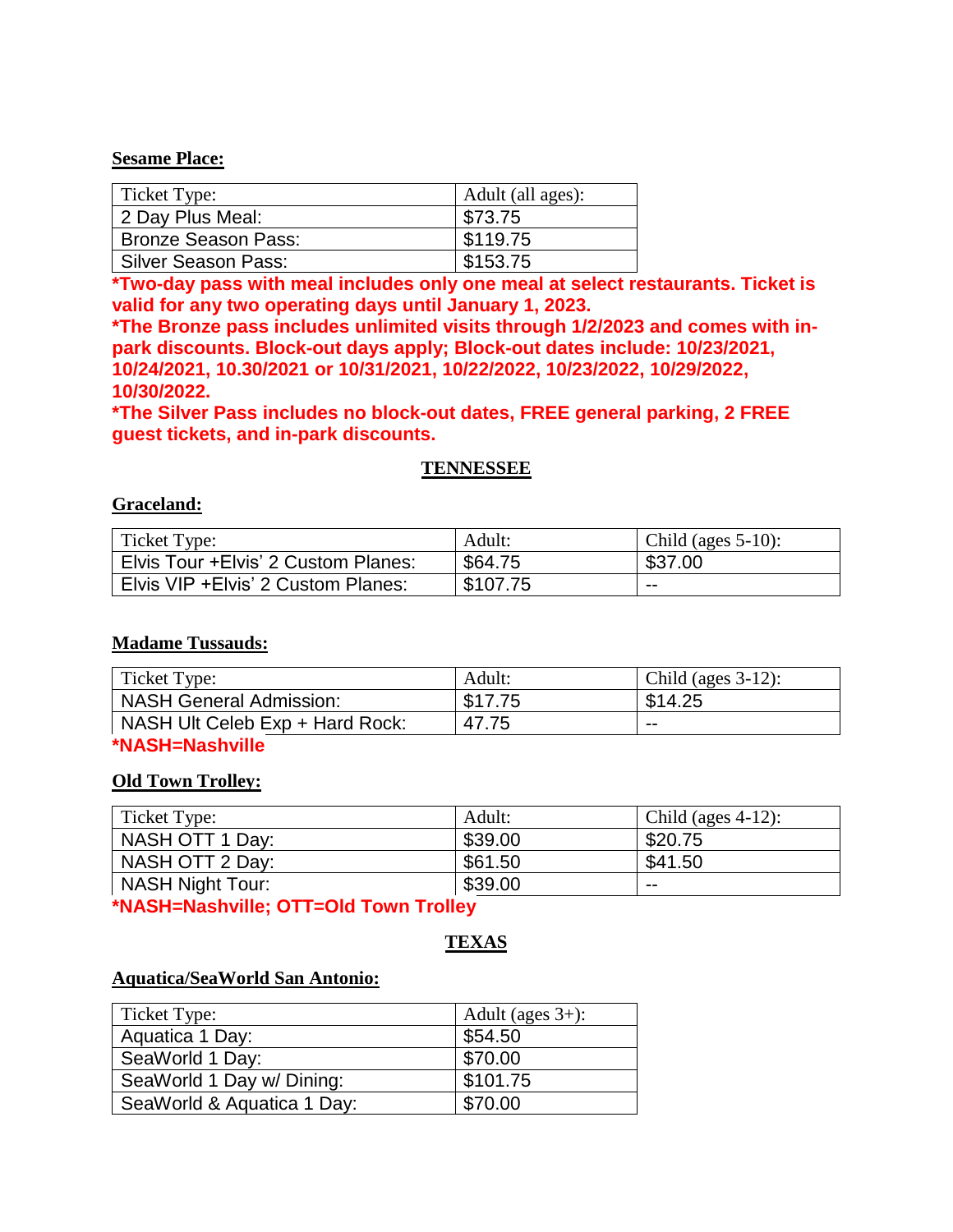**Sesame Place:**

| Ticket Type: | Adult (all ages): |
| --- | --- |
| 2 Day Plus Meal: | $73.75 |
| Bronze Season Pass: | $119.75 |
| Silver Season Pass: | $153.75 |

***Two-day pass with meal includes only one meal at select restaurants. Ticket is valid for any two operating days until January 1, 2023.**
***The Bronze pass includes unlimited visits through 1/2/2023 and comes with in-park discounts. Block-out days apply; Block-out dates include: 10/23/2021, 10/24/2021, 10.30/2021 or 10/31/2021, 10/22/2022, 10/23/2022, 10/29/2022, 10/30/2022.**
***The Silver Pass includes no block-out dates, FREE general parking, 2 FREE guest tickets, and in-park discounts.**

## TENNESSEE

**Graceland:**

| Ticket Type: | Adult: | Child (ages 5-10): |
| --- | --- | --- |
| Elvis Tour +Elvis' 2 Custom Planes: | $64.75 | $37.00 |
| Elvis VIP +Elvis' 2 Custom Planes: | $107.75 | -- |

**Madame Tussauds:**

| Ticket Type: | Adult: | Child (ages 3-12): |
| --- | --- | --- |
| NASH General Admission: | $17.75 | $14.25 |
| NASH Ult Celeb Exp + Hard Rock: | 47.75 | -- |

***NASH=Nashville**

**Old Town Trolley:**

| Ticket Type: | Adult: | Child (ages 4-12): |
| --- | --- | --- |
| NASH OTT 1 Day: | $39.00 | $20.75 |
| NASH OTT 2 Day: | $61.50 | $41.50 |
| NASH Night Tour: | $39.00 | -- |

***NASH=Nashville; OTT=Old Town Trolley**

## TEXAS

**Aquatica/SeaWorld San Antonio:**

| Ticket Type: | Adult (ages 3+): |
| --- | --- |
| Aquatica 1 Day: | $54.50 |
| SeaWorld 1 Day: | $70.00 |
| SeaWorld 1 Day w/ Dining: | $101.75 |
| SeaWorld & Aquatica 1 Day: | $70.00 |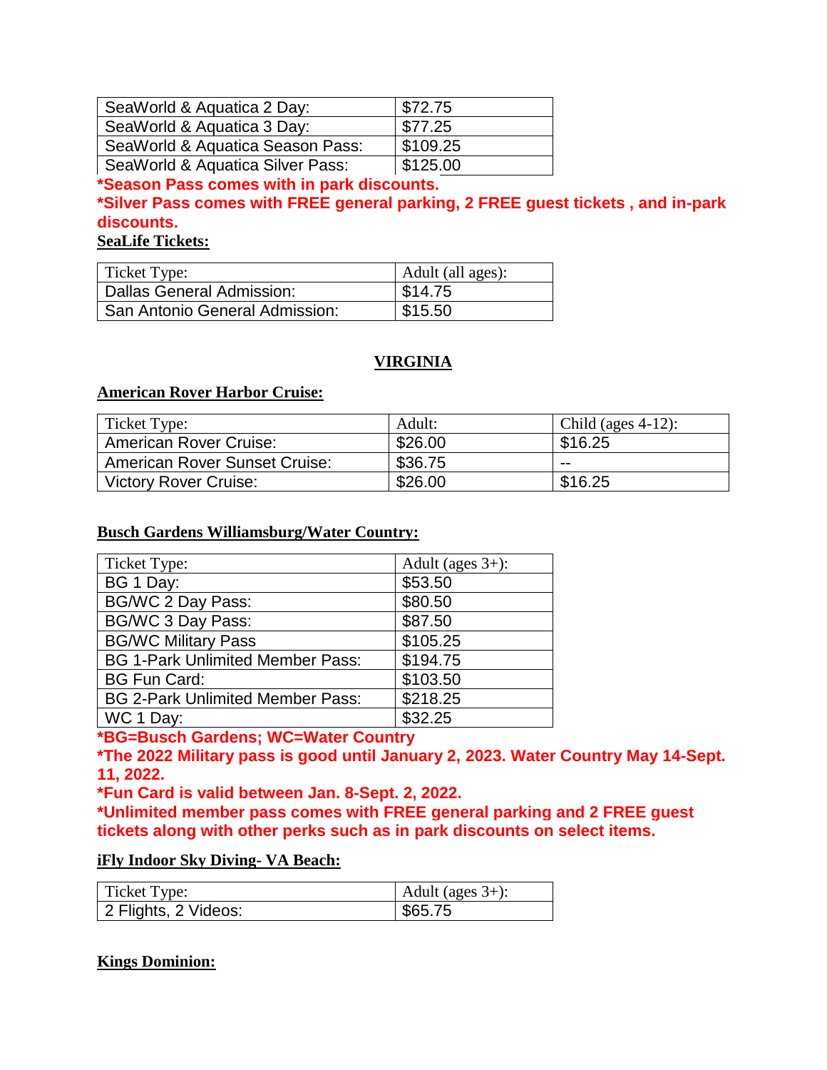| SeaWorld & Aquatica 2 Day: | $72.75 |
| --- | --- |
| SeaWorld & Aquatica 3 Day: | $77.25 |
| SeaWorld & Aquatica Season Pass: | $109.25 |
| SeaWorld & Aquatica Silver Pass: | $125.00 |

**\*Season Pass comes with in park discounts.**

**\*Silver Pass comes with FREE general parking, 2 FREE guest tickets , and in-park discounts.**

**SeaLife Tickets:**

| Ticket Type: | Adult (all ages): |
| --- | --- |
| Dallas General Admission: | $14.75 |
| San Antonio General Admission: | $15.50 |

## VIRGINIA

**American Rover Harbor Cruise:**

| Ticket Type: | Adult: | Child (ages 4-12): |
| --- | --- | --- |
| American Rover Cruise: | $26.00 | $16.25 |
| American Rover Sunset Cruise: | $36.75 | -- |
| Victory Rover Cruise: | $26.00 | $16.25 |

**Busch Gardens Williamsburg/Water Country:**

| Ticket Type: | Adult (ages 3+): |
| --- | --- |
| BG 1 Day: | $53.50 |
| BG/WC 2 Day Pass: | $80.50 |
| BG/WC 3 Day Pass: | $87.50 |
| BG/WC Military Pass | $105.25 |
| BG 1-Park Unlimited Member Pass: | $194.75 |
| BG Fun Card: | $103.50 |
| BG 2-Park Unlimited Member Pass: | $218.25 |
| WC 1 Day: | $32.25 |

**\*BG=Busch Gardens; WC=Water Country**

**\*The 2022 Military pass is good until January 2, 2023. Water Country May 14-Sept. 11, 2022.**

**\*Fun Card is valid between Jan. 8-Sept. 2, 2022.**

**\*Unlimited member pass comes with FREE general parking and 2 FREE guest tickets along with other perks such as in park discounts on select items.**

**iFly Indoor Sky Diving- VA Beach:**

| Ticket Type: | Adult (ages 3+): |
| --- | --- |
| 2 Flights, 2 Videos: | $65.75 |

**Kings Dominion:**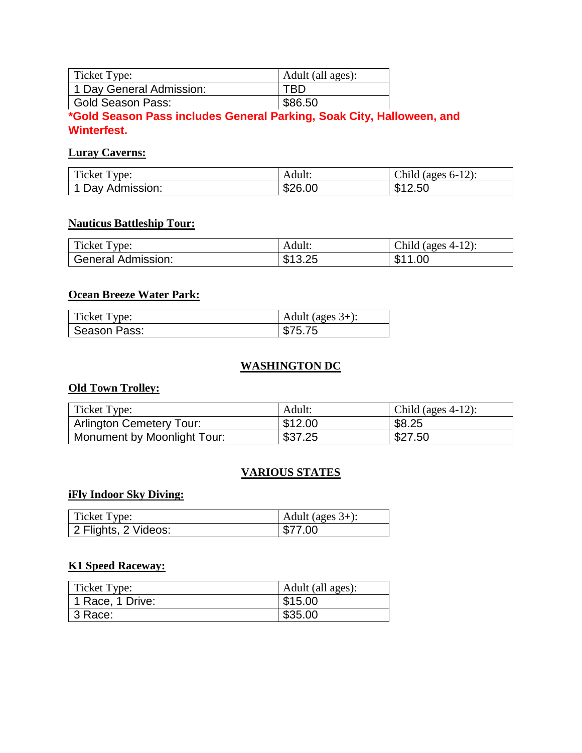| Ticket Type: | Adult (all ages): |
| --- | --- |
| 1 Day General Admission: | TBD |
| Gold Season Pass: | $86.50 |

**\*Gold Season Pass includes General Parking, Soak City, Halloween, and Winterfest.**

**Luray Caverns:**

| Ticket Type: | Adult: | Child (ages 6-12): |
| --- | --- | --- |
| 1 Day Admission: | $26.00 | $12.50 |

**Nauticus Battleship Tour:**

| Ticket Type: | Adult: | Child (ages 4-12): |
| --- | --- | --- |
| General Admission: | $13.25 | $11.00 |

**Ocean Breeze Water Park:**

| Ticket Type: | Adult (ages 3+): |
| --- | --- |
| Season Pass: | $75.75 |

## WASHINGTON DC

**Old Town Trolley:**

| Ticket Type: | Adult: | Child (ages 4-12): |
| --- | --- | --- |
| Arlington Cemetery Tour: | $12.00 | $8.25 |
| Monument by Moonlight Tour: | $37.25 | $27.50 |

## VARIOUS STATES

**iFly Indoor Sky Diving:**

| Ticket Type: | Adult (ages 3+): |
| --- | --- |
| 2 Flights, 2 Videos: | $77.00 |

**K1 Speed Raceway:**

| Ticket Type: | Adult (all ages): |
| --- | --- |
| 1 Race, 1 Drive: | $15.00 |
| 3 Race: | $35.00 |